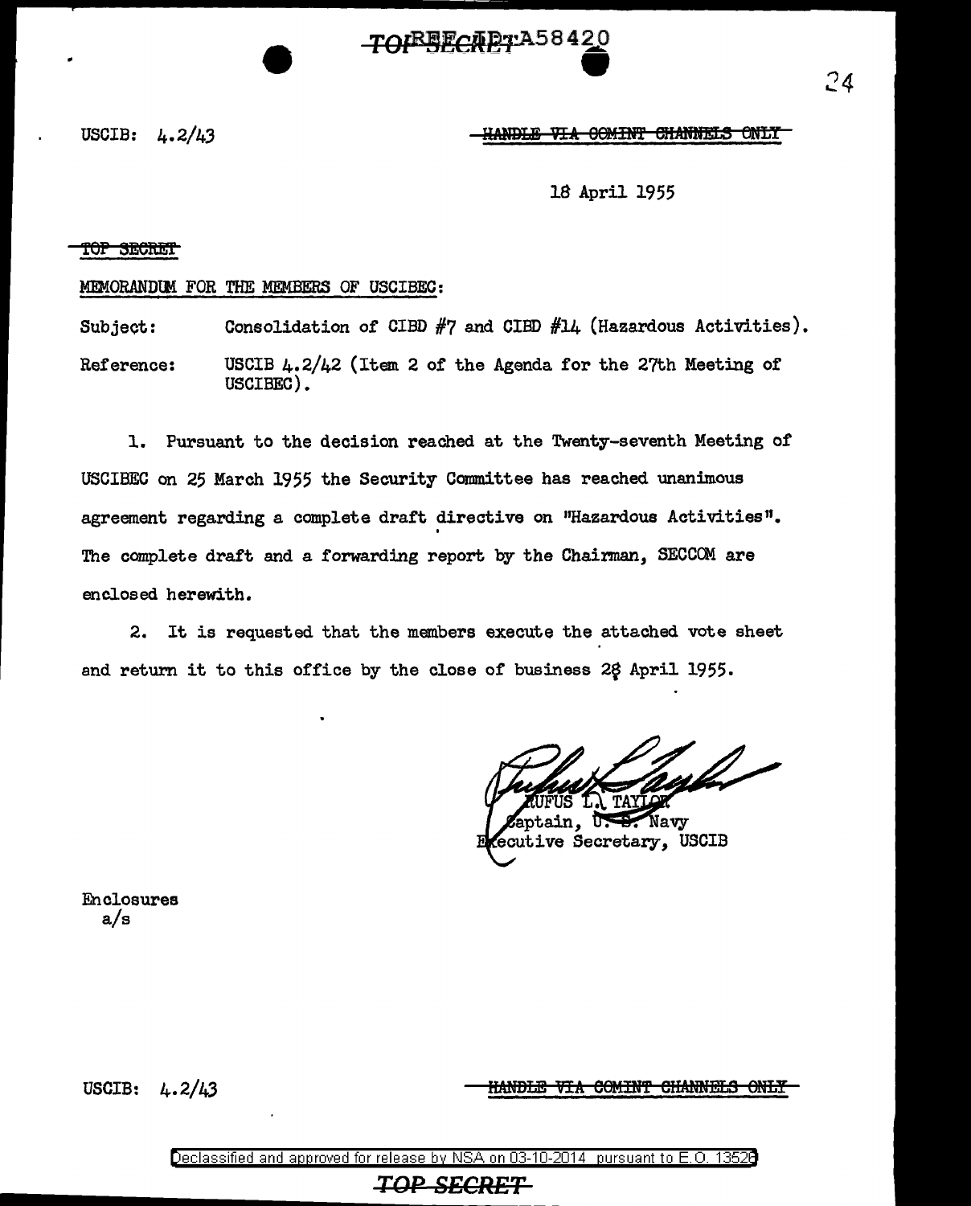USCIB: 4.2/43

~~HANDLE VIA COMINT CHANNELS ONLY~~

18 April 1955

~~TOP SECRET~~

MEMORANDUM FOR THE MEMBERS OF USCIBEC:

Subject: Consolidation of CIBD #7 and CIBD #14 (Hazardous Activities).

Reference: USCIB 4.2/42 (Item 2 of the Agenda for the 27th Meeting of USCIBEC).

1. Pursuant to the decision reached at the Twenty-seventh Meeting of USCIBEC on 25 March 1955 the Security Committee has reached unanimous agreement regarding a complete draft directive on "Hazardous Activities". The complete draft and a forwarding report by the Chairman, SECCOM are enclosed herewith.

2. It is requested that the members execute the attached vote sheet and return it to this office by the close of business 28 April 1955.

RUFUS L. TAYLOR
Captain, U. S. Navy
Executive Secretary, USCIB

Enclosures
a/s

USCIB: 4.2/43

~~HANDLE VIA COMINT CHANNELS ONLY~~

Declassified and approved for release by NSA on 03-10-2014 pursuant to E.O. 13526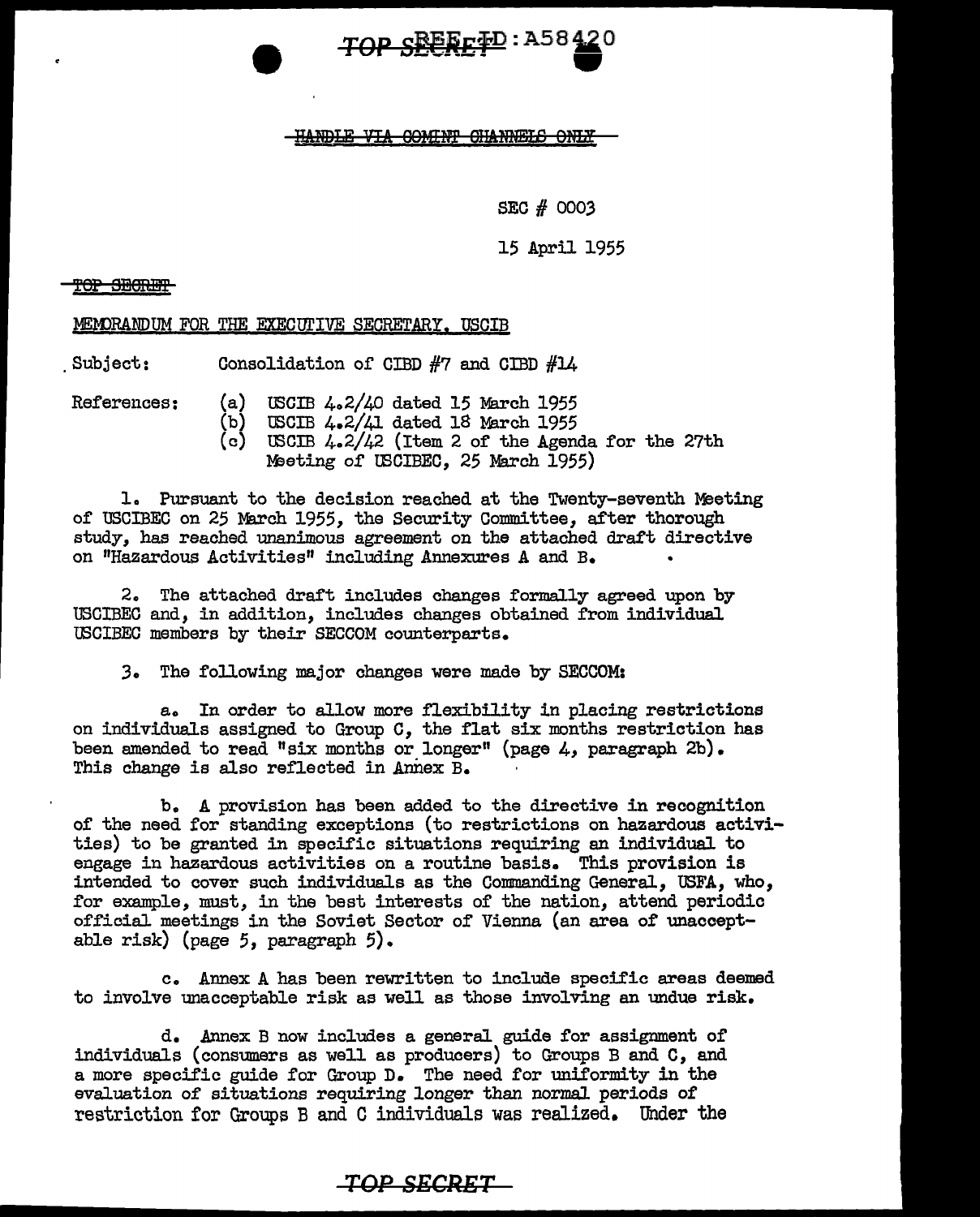TOP SECRET REF ID:A58420

~~HANDLE VIA COMINT CHANNELS ONLY~~

SEC # 0003

15 April 1955

~~TOP SECRET~~

MEMORANDUM FOR THE EXECUTIVE SECRETARY, USCIB

Subject: Consolidation of CIBD #7 and CIBD #14

References:
(a) USCIB 4.2/40 dated 15 March 1955
(b) USCIB 4.2/41 dated 18 March 1955
(c) USCIB 4.2/42 (Item 2 of the Agenda for the 27th Meeting of USCIBEC, 25 March 1955)

1. Pursuant to the decision reached at the Twenty-seventh Meeting of USCIBEC on 25 March 1955, the Security Committee, after thorough study, has reached unanimous agreement on the attached draft directive on "Hazardous Activities" including Annexures A and B.

2. The attached draft includes changes formally agreed upon by USCIBEC and, in addition, includes changes obtained from individual USCIBEC members by their SECCOM counterparts.

3. The following major changes were made by SECCOM:

a. In order to allow more flexibility in placing restrictions on individuals assigned to Group C, the flat six months restriction has been amended to read "six months or longer" (page 4, paragraph 2b). This change is also reflected in Annex B.

b. A provision has been added to the directive in recognition of the need for standing exceptions (to restrictions on hazardous activities) to be granted in specific situations requiring an individual to engage in hazardous activities on a routine basis. This provision is intended to cover such individuals as the Commanding General, USFA, who, for example, must, in the best interests of the nation, attend periodic official meetings in the Soviet Sector of Vienna (an area of unacceptable risk) (page 5, paragraph 5).

c. Annex A has been rewritten to include specific areas deemed to involve unacceptable risk as well as those involving an undue risk.

d. Annex B now includes a general guide for assignment of individuals (consumers as well as producers) to Groups B and C, and a more specific guide for Group D. The need for uniformity in the evaluation of situations requiring longer than normal periods of restriction for Groups B and C individuals was realized. Under the

TOP SECRET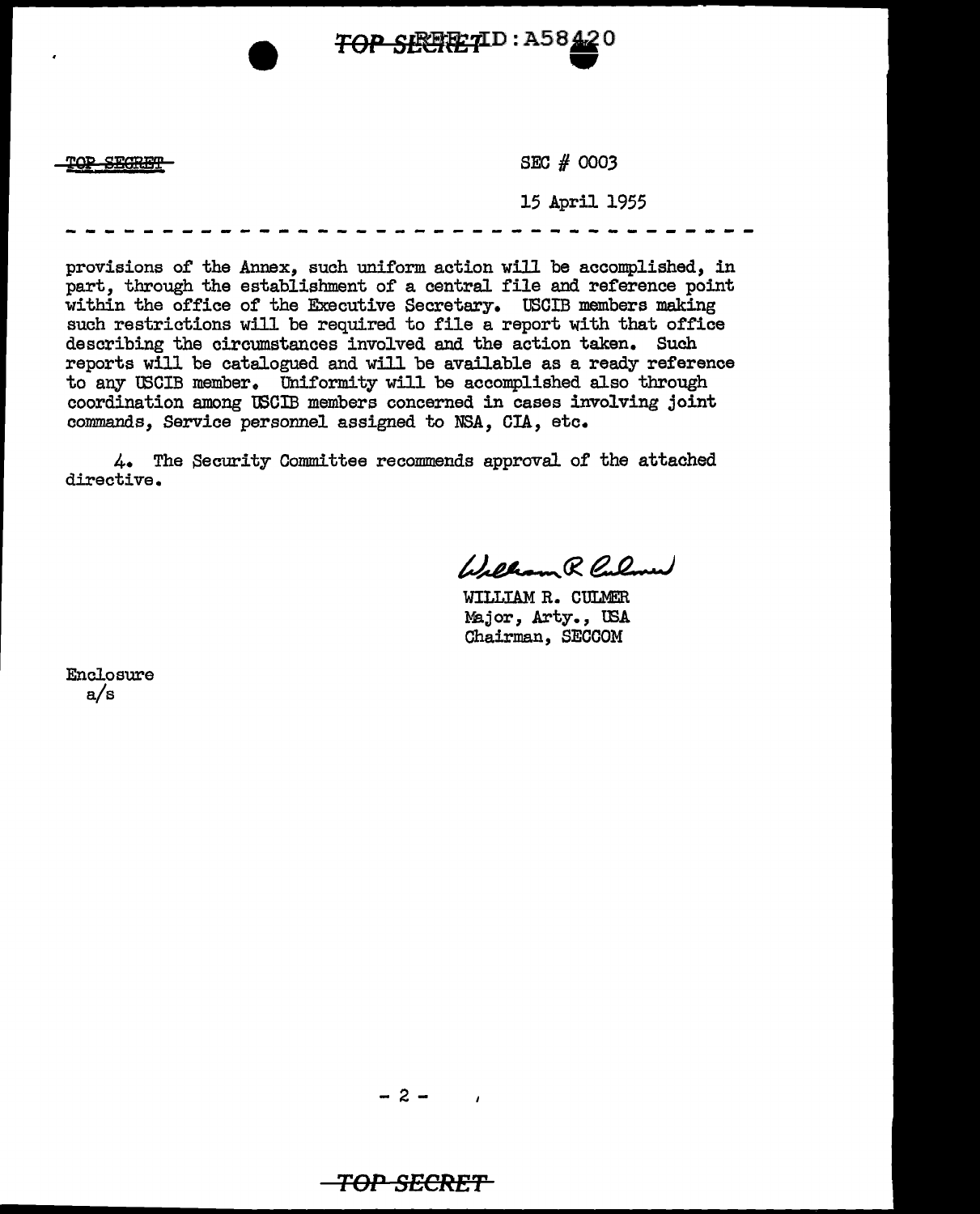SEC # 0003

15 April 1955

provisions of the Annex, such uniform action will be accomplished, in part, through the establishment of a central file and reference point within the office of the Executive Secretary. USCIB members making such restrictions will be required to file a report with that office describing the circumstances involved and the action taken. Such reports will be catalogued and will be available as a ready reference to any USCIB member. Uniformity will be accomplished also through coordination among USCIB members concerned in cases involving joint commands, Service personnel assigned to NSA, CIA, etc.

4. The Security Committee recommends approval of the attached directive.

William R. Culmer

WILLIAM R. CULMER
Major, Arty., USA
Chairman, SECCOM

Enclosure
a/s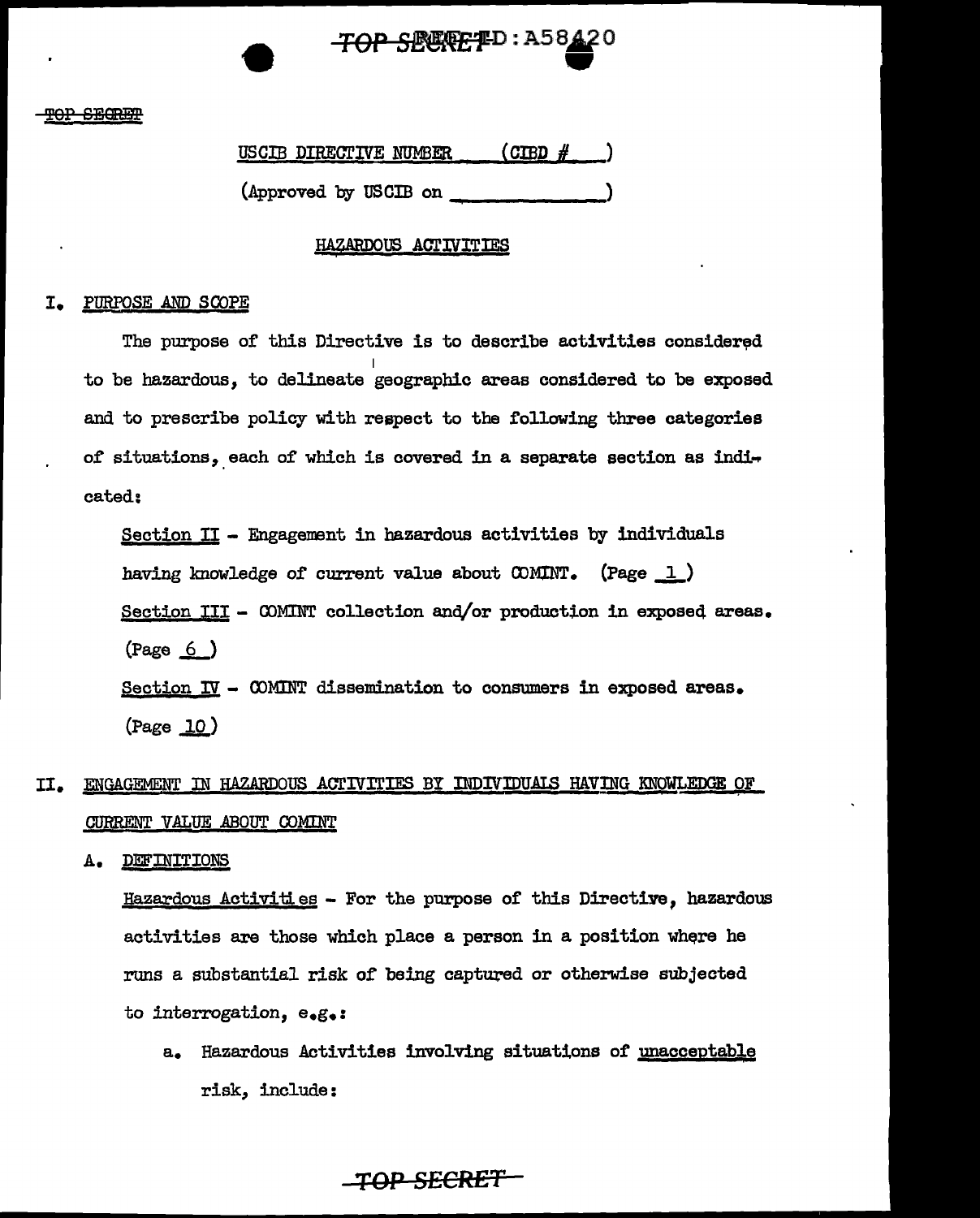USCIB DIRECTIVE NUMBER ____ (CIBD # ___)

(Approved by USCIB on ______________)

## HAZARDOUS ACTIVITIES

### I. PURPOSE AND SCOPE

The purpose of this Directive is to describe activities considered to be hazardous, to delineate geographic areas considered to be exposed and to prescribe policy with respect to the following three categories of situations, each of which is covered in a separate section as indicated:

Section II - Engagement in hazardous activities by individuals having knowledge of current value about COMINT. (Page 1)

Section III - COMINT collection and/or production in exposed areas. (Page 6)

Section IV - COMINT dissemination to consumers in exposed areas. (Page 10)

### II. ENGAGEMENT IN HAZARDOUS ACTIVITIES BY INDIVIDUALS HAVING KNOWLEDGE OF CURRENT VALUE ABOUT COMINT

#### A. DEFINITIONS

Hazardous Activities - For the purpose of this Directive, hazardous activities are those which place a person in a position where he runs a substantial risk of being captured or otherwise subjected to interrogation, e.g.:

a. Hazardous Activities involving situations of unacceptable risk, include: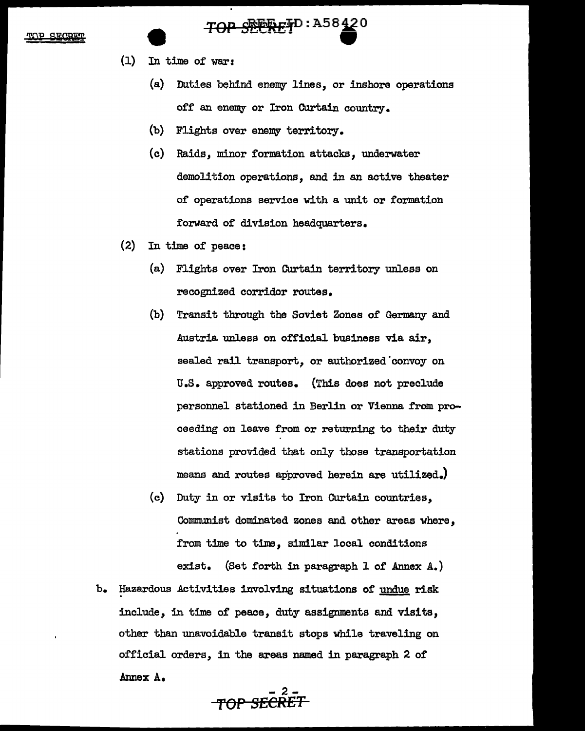(1) In time of war:

(a) Duties behind enemy lines, or inshore operations off an enemy or Iron Curtain country.

(b) Flights over enemy territory.

(c) Raids, minor formation attacks, underwater demolition operations, and in an active theater of operations service with a unit or formation forward of division headquarters.

(2) In time of peace:

(a) Flights over Iron Curtain territory unless on recognized corridor routes.

(b) Transit through the Soviet Zones of Germany and Austria unless on official business via air, sealed rail transport, or authorized convoy on U.S. approved routes. (This does not preclude personnel stationed in Berlin or Vienna from proceeding on leave from or returning to their duty stations provided that only those transportation means and routes approved herein are utilized.)

(c) Duty in or visits to Iron Curtain countries, Communist dominated zones and other areas where, from time to time, similar local conditions exist. (Set forth in paragraph 1 of Annex A.)

b. Hazardous Activities involving situations of undue risk include, in time of peace, duty assignments and visits, other than unavoidable transit stops while traveling on official orders, in the areas named in paragraph 2 of Annex A.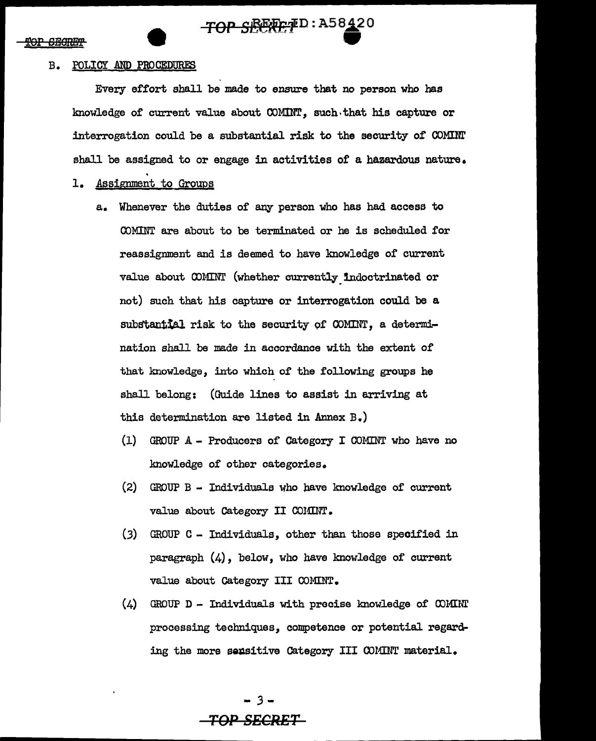## B. POLICY AND PROCEDURES

Every effort shall be made to ensure that no person who has knowledge of current value about COMINT, such that his capture or interrogation could be a substantial risk to the security of COMINT shall be assigned to or engage in activities of a hazardous nature.

### 1. Assignment to Groups

a. Whenever the duties of any person who has had access to COMINT are about to be terminated or he is scheduled for reassignment and is deemed to have knowledge of current value about COMINT (whether currently indoctrinated or not) such that his capture or interrogation could be a substantial risk to the security of COMINT, a determination shall be made in accordance with the extent of that knowledge, into which of the following groups he shall belong: (Guide lines to assist in arriving at this determination are listed in Annex B.)

   (1) GROUP A - Producers of Category I COMINT who have no knowledge of other categories.

   (2) GROUP B - Individuals who have knowledge of current value about Category II COMINT.

   (3) GROUP C - Individuals, other than those specified in paragraph (4), below, who have knowledge of current value about Category III COMINT.

   (4) GROUP D - Individuals with precise knowledge of COMINT processing techniques, competence or potential regarding the more sensitive Category III COMINT material.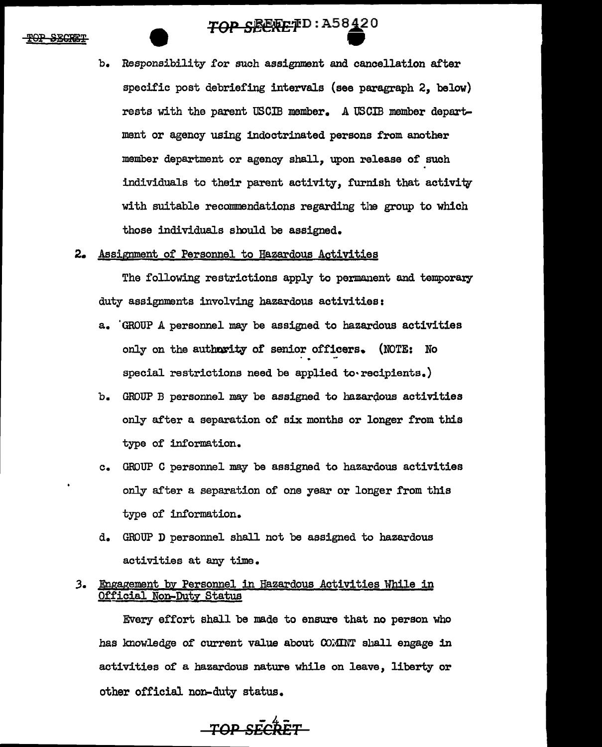b. Responsibility for such assignment and cancellation after specific post debriefing intervals (see paragraph 2, below) rests with the parent USCIB member. A USCIB member department or agency using indoctrinated persons from another member department or agency shall, upon release of such individuals to their parent activity, furnish that activity with suitable recommendations regarding the group to which those individuals should be assigned.

2. Assignment of Personnel to Hazardous Activities

The following restrictions apply to permanent and temporary duty assignments involving hazardous activities:

a. GROUP A personnel may be assigned to hazardous activities only on the authority of senior officers. (NOTE: No special restrictions need be applied to recipients.)

b. GROUP B personnel may be assigned to hazardous activities only after a separation of six months or longer from this type of information.

c. GROUP C personnel may be assigned to hazardous activities only after a separation of one year or longer from this type of information.

d. GROUP D personnel shall not be assigned to hazardous activities at any time.

3. Engagement by Personnel in Hazardous Activities While in Official Non-Duty Status

Every effort shall be made to ensure that no person who has knowledge of current value about COMINT shall engage in activities of a hazardous nature while on leave, liberty or other official non-duty status.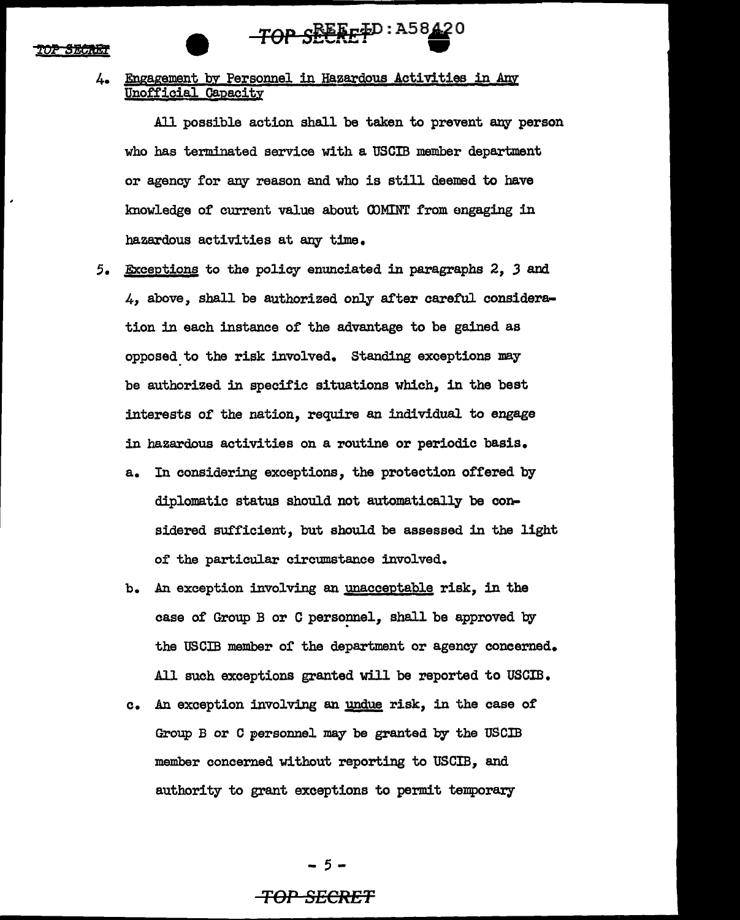4. Engagement by Personnel in Hazardous Activities in Any Unofficial Capacity

All possible action shall be taken to prevent any person who has terminated service with a USCIB member department or agency for any reason and who is still deemed to have knowledge of current value about COMINT from engaging in hazardous activities at any time.

5. Exceptions to the policy enunciated in paragraphs 2, 3 and 4, above, shall be authorized only after careful consideration in each instance of the advantage to be gained as opposed to the risk involved. Standing exceptions may be authorized in specific situations which, in the best interests of the nation, require an individual to engage in hazardous activities on a routine or periodic basis.

   a. In considering exceptions, the protection offered by diplomatic status should not automatically be considered sufficient, but should be assessed in the light of the particular circumstance involved.

   b. An exception involving an unacceptable risk, in the case of Group B or C personnel, shall be approved by the USCIB member of the department or agency concerned. All such exceptions granted will be reported to USCIB.

   c. An exception involving an undue risk, in the case of Group B or C personnel may be granted by the USCIB member concerned without reporting to USCIB, and authority to grant exceptions to permit temporary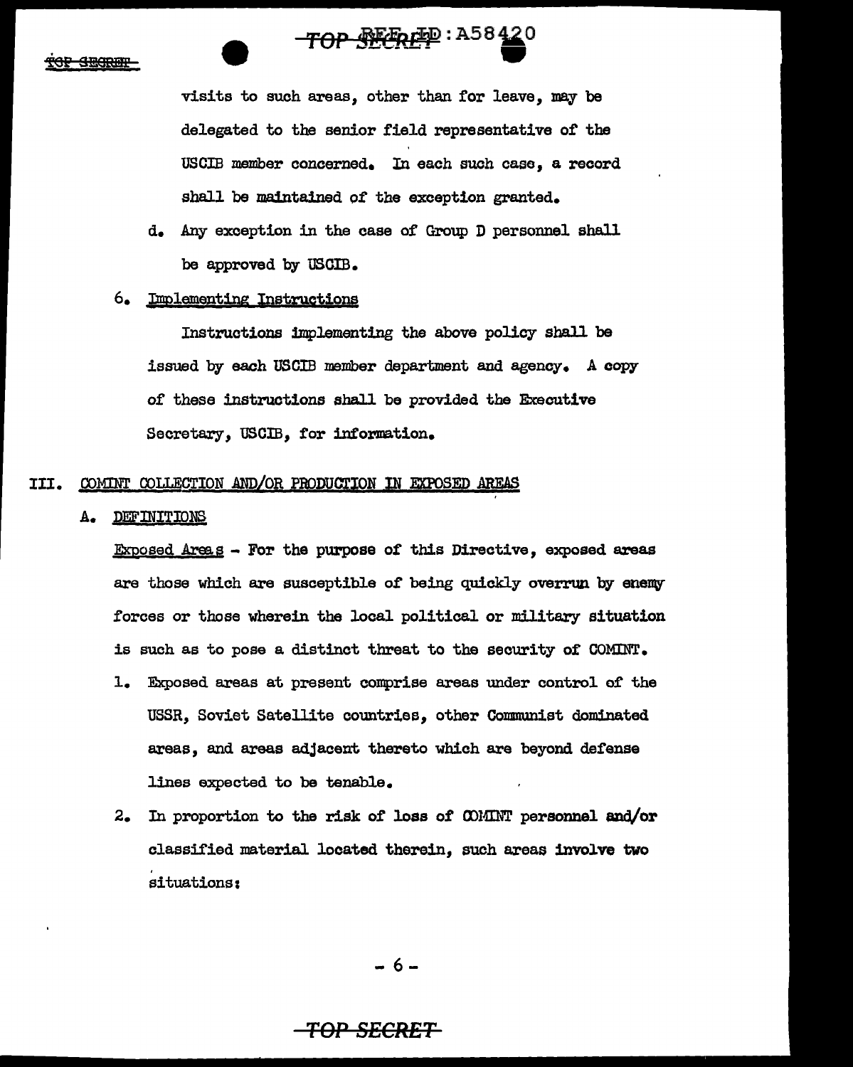visits to such areas, other than for leave, may be delegated to the senior field representative of the USCIB member concerned. In each such case, a record shall be maintained of the exception granted.

d. Any exception in the case of Group D personnel shall be approved by USCIB.

6. Implementing Instructions

Instructions implementing the above policy shall be issued by each USCIB member department and agency. A copy of these instructions shall be provided the Executive Secretary, USCIB, for information.

## III. COMINT COLLECTION AND/OR PRODUCTION IN EXPOSED AREAS

### A. DEFINITIONS

Exposed Areas - For the purpose of this Directive, exposed areas are those which are susceptible of being quickly overrun by enemy forces or those wherein the local political or military situation is such as to pose a distinct threat to the security of COMINT.

1. Exposed areas at present comprise areas under control of the USSR, Soviet Satellite countries, other Communist dominated areas, and areas adjacent thereto which are beyond defense lines expected to be tenable.

2. In proportion to the risk of loss of COMINT personnel and/or classified material located therein, such areas involve two situations: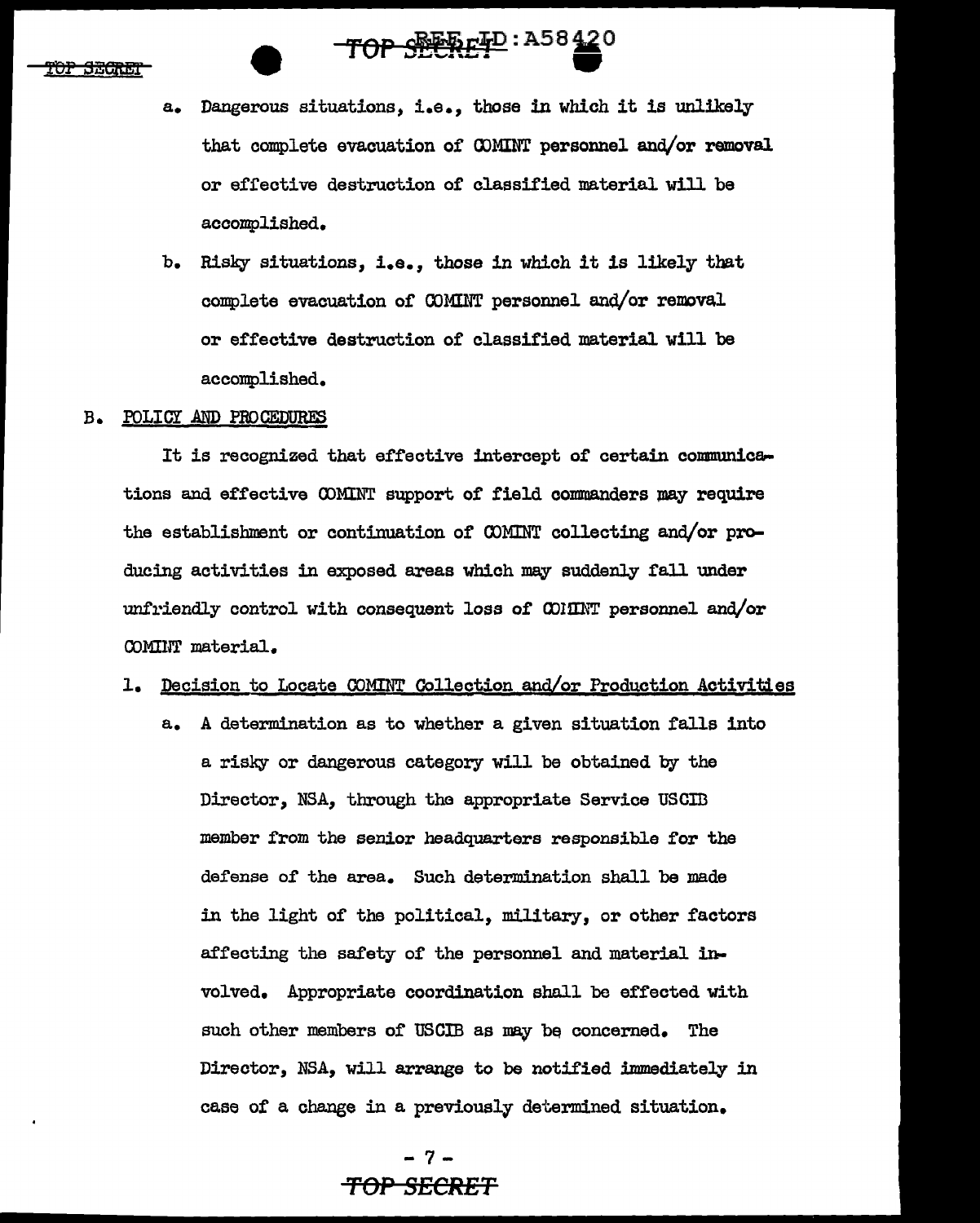a. Dangerous situations, i.e., those in which it is unlikely that complete evacuation of COMINT personnel and/or removal or effective destruction of classified material will be accomplished.

b. Risky situations, i.e., those in which it is likely that complete evacuation of COMINT personnel and/or removal or effective destruction of classified material will be accomplished.

B. POLICY AND PROCEDURES

It is recognized that effective intercept of certain communications and effective COMINT support of field commanders may require the establishment or continuation of COMINT collecting and/or producing activities in exposed areas which may suddenly fall under unfriendly control with consequent loss of COMINT personnel and/or COMINT material.

1. Decision to Locate COMINT Collection and/or Production Activities

a. A determination as to whether a given situation falls into a risky or dangerous category will be obtained by the Director, NSA, through the appropriate Service USCIB member from the senior headquarters responsible for the defense of the area. Such determination shall be made in the light of the political, military, or other factors affecting the safety of the personnel and material involved. Appropriate coordination shall be effected with such other members of USCIB as may be concerned. The Director, NSA, will arrange to be notified immediately in case of a change in a previously determined situation.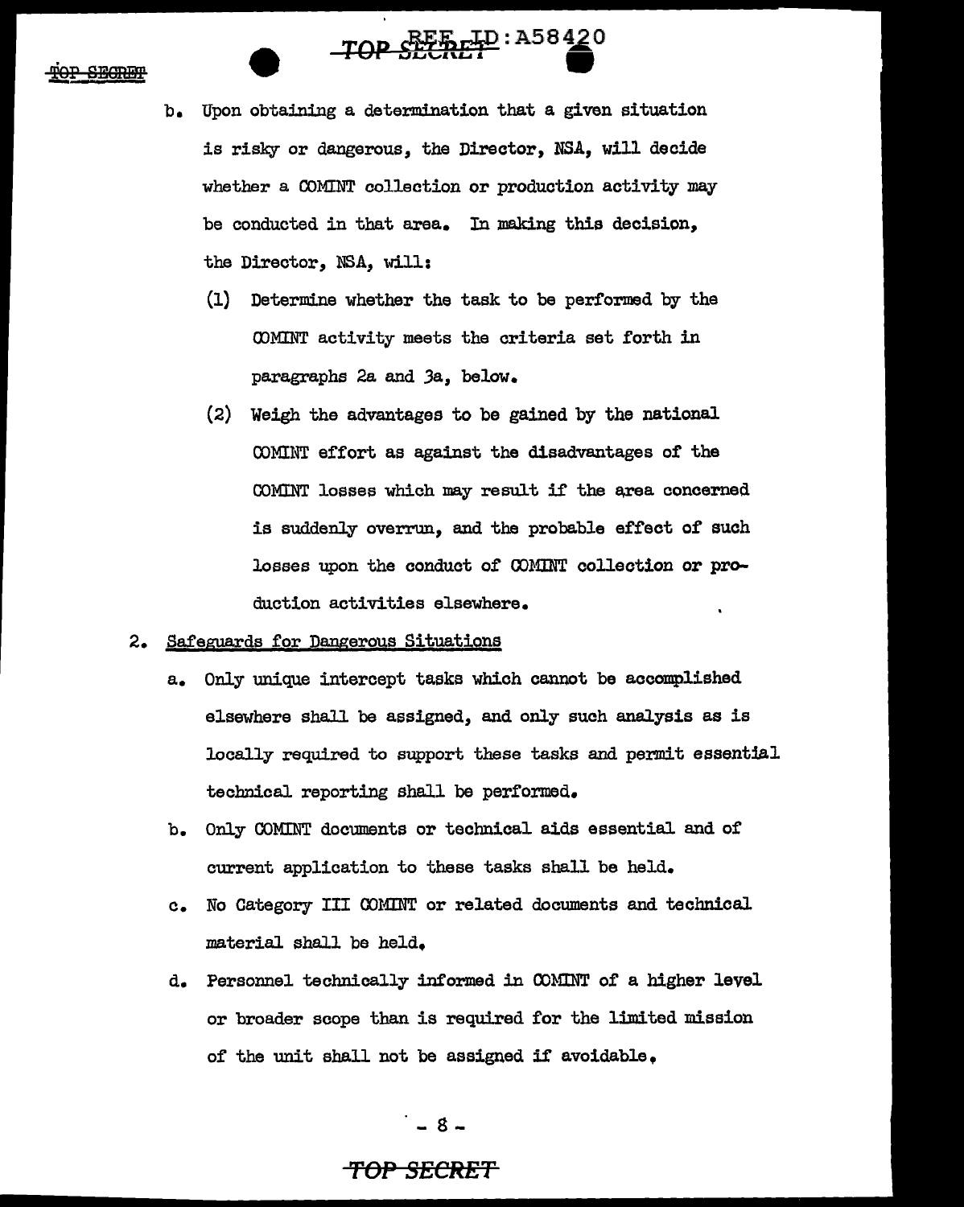b. Upon obtaining a determination that a given situation is risky or dangerous, the Director, NSA, will decide whether a COMINT collection or production activity may be conducted in that area. In making this decision, the Director, NSA, will:

(1) Determine whether the task to be performed by the COMINT activity meets the criteria set forth in paragraphs 2a and 3a, below.

(2) Weigh the advantages to be gained by the national COMINT effort as against the disadvantages of the COMINT losses which may result if the area concerned is suddenly overrun, and the probable effect of such losses upon the conduct of COMINT collection or production activities elsewhere.

2. Safeguards for Dangerous Situations

a. Only unique intercept tasks which cannot be accomplished elsewhere shall be assigned, and only such analysis as is locally required to support these tasks and permit essential technical reporting shall be performed.

b. Only COMINT documents or technical aids essential and of current application to these tasks shall be held.

c. No Category III COMINT or related documents and technical material shall be held.

d. Personnel technically informed in COMINT of a higher level or broader scope than is required for the limited mission of the unit shall not be assigned if avoidable.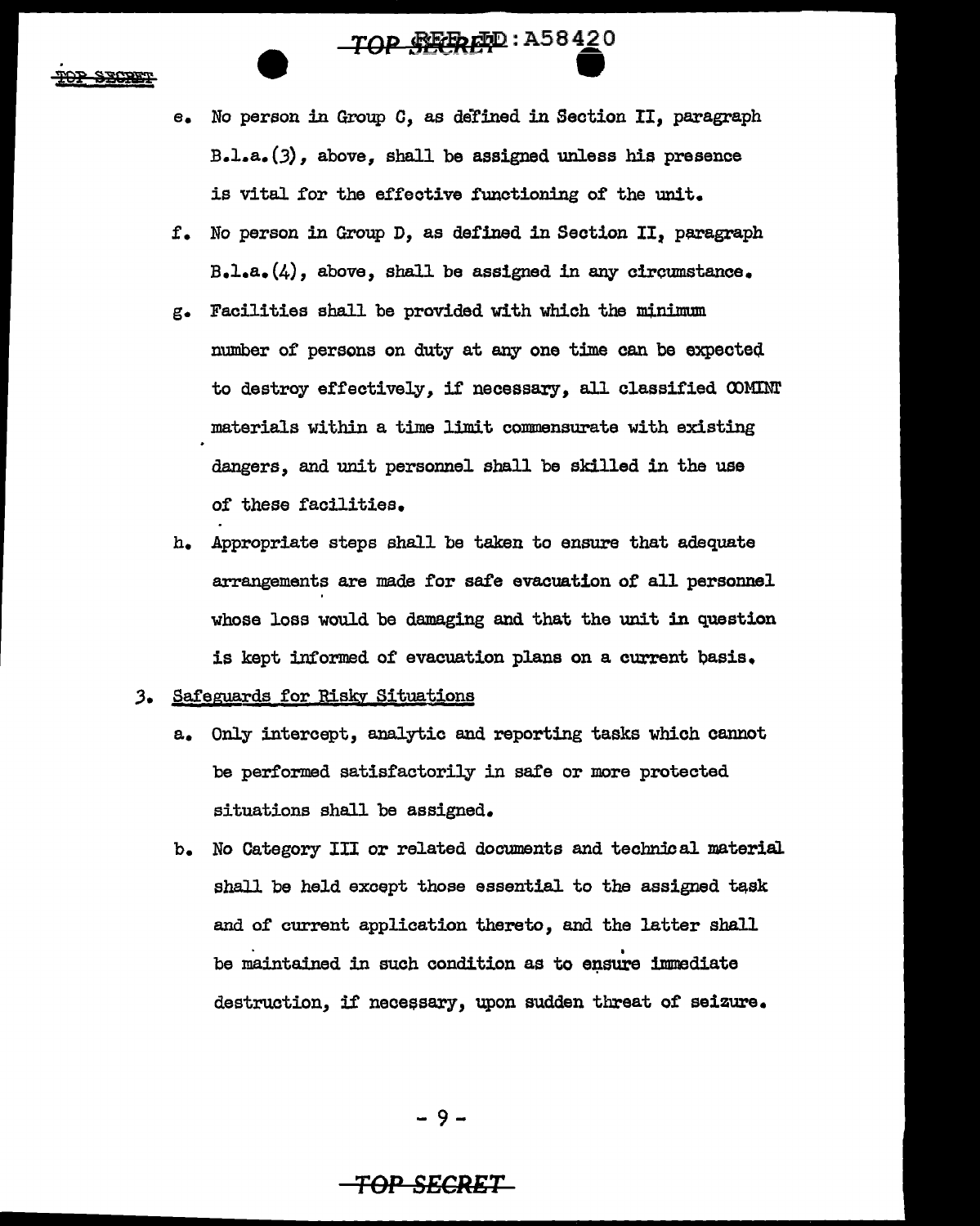e. No person in Group C, as defined in Section II, paragraph B.1.a.(3), above, shall be assigned unless his presence is vital for the effective functioning of the unit.

f. No person in Group D, as defined in Section II, paragraph B.1.a.(4), above, shall be assigned in any circumstance.

g. Facilities shall be provided with which the minimum number of persons on duty at any one time can be expected to destroy effectively, if necessary, all classified COMINT materials within a time limit commensurate with existing dangers, and unit personnel shall be skilled in the use of these facilities.

h. Appropriate steps shall be taken to ensure that adequate arrangements are made for safe evacuation of all personnel whose loss would be damaging and that the unit in question is kept informed of evacuation plans on a current basis.

3. Safeguards for Risky Situations

a. Only intercept, analytic and reporting tasks which cannot be performed satisfactorily in safe or more protected situations shall be assigned.

b. No Category III or related documents and technical material shall be held except those essential to the assigned task and of current application thereto, and the latter shall be maintained in such condition as to ensure immediate destruction, if necessary, upon sudden threat of seizure.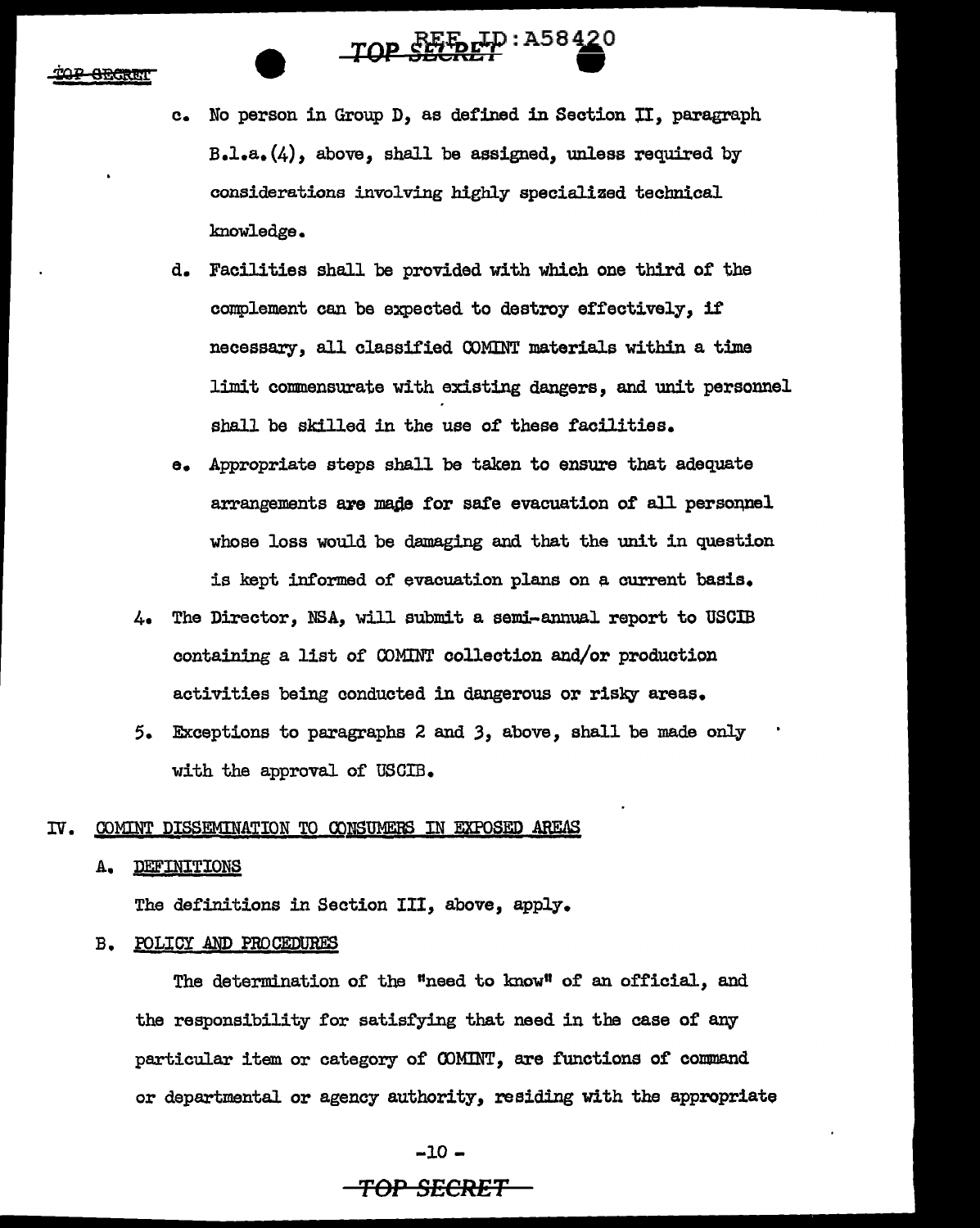c. No person in Group D, as defined in Section II, paragraph B.1.a.(4), above, shall be assigned, unless required by considerations involving highly specialized technical knowledge.

d. Facilities shall be provided with which one third of the complement can be expected to destroy effectively, if necessary, all classified COMINT materials within a time limit commensurate with existing dangers, and unit personnel shall be skilled in the use of these facilities.

e. Appropriate steps shall be taken to ensure that adequate arrangements are made for safe evacuation of all personnel whose loss would be damaging and that the unit in question is kept informed of evacuation plans on a current basis.

4. The Director, NSA, will submit a semi-annual report to USCIB containing a list of COMINT collection and/or production activities being conducted in dangerous or risky areas.

5. Exceptions to paragraphs 2 and 3, above, shall be made only with the approval of USCIB.

## IV. COMINT DISSEMINATION TO CONSUMERS IN EXPOSED AREAS

### A. DEFINITIONS

The definitions in Section III, above, apply.

### B. POLICY AND PROCEDURES

The determination of the "need to know" of an official, and the responsibility for satisfying that need in the case of any particular item or category of COMINT, are functions of command or departmental or agency authority, residing with the appropriate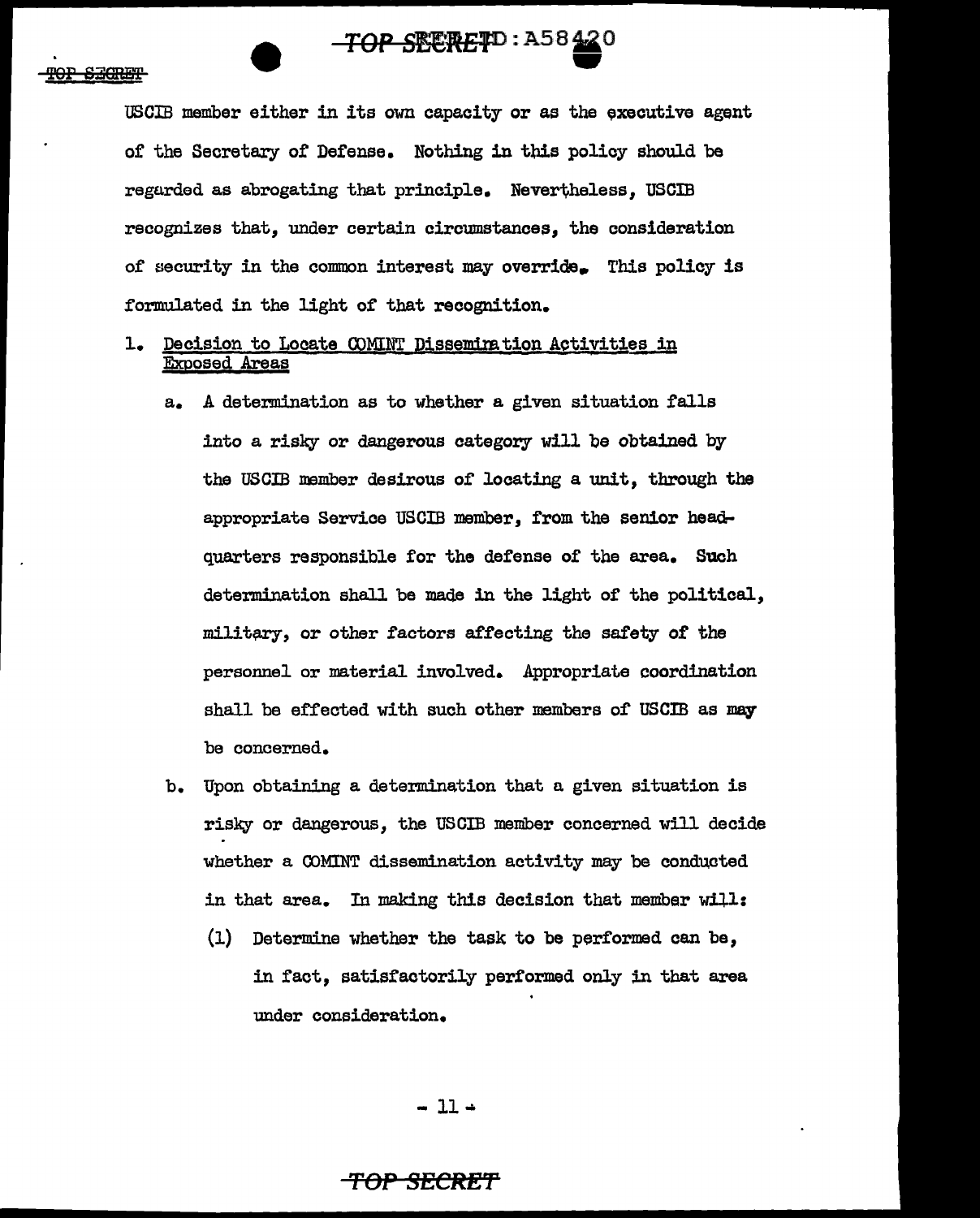USCIB member either in its own capacity or as the executive agent of the Secretary of Defense. Nothing in this policy should be regarded as abrogating that principle. Nevertheless, USCIB recognizes that, under certain circumstances, the consideration of security in the common interest may override. This policy is formulated in the light of that recognition.

1. Decision to Locate COMINT Dissemination Activities in Exposed Areas

   a. A determination as to whether a given situation falls into a risky or dangerous category will be obtained by the USCIB member desirous of locating a unit, through the appropriate Service USCIB member, from the senior headquarters responsible for the defense of the area. Such determination shall be made in the light of the political, military, or other factors affecting the safety of the personnel or material involved. Appropriate coordination shall be effected with such other members of USCIB as may be concerned.

   b. Upon obtaining a determination that a given situation is risky or dangerous, the USCIB member concerned will decide whether a COMINT dissemination activity may be conducted in that area. In making this decision that member will:

      (1) Determine whether the task to be performed can be, in fact, satisfactorily performed only in that area under consideration.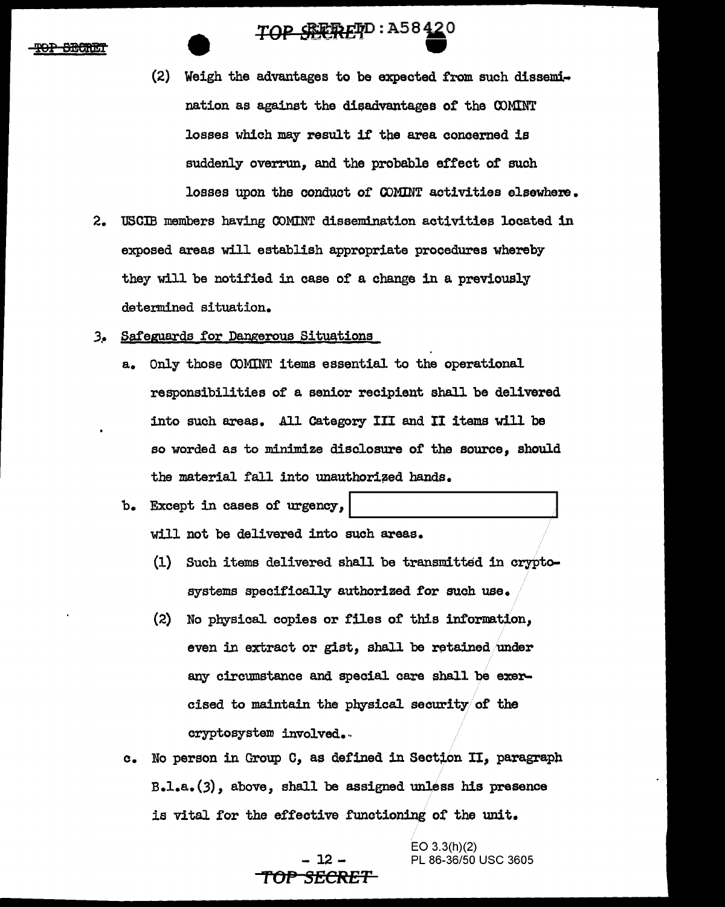(2) Weigh the advantages to be expected from such dissemination as against the disadvantages of the COMINT losses which may result if the area concerned is suddenly overrun, and the probable effect of such losses upon the conduct of COMINT activities elsewhere.

2. USCIB members having COMINT dissemination activities located in exposed areas will establish appropriate procedures whereby they will be notified in case of a change in a previously determined situation.

3. Safeguards for Dangerous Situations

   a. Only those COMINT items essential to the operational responsibilities of a senior recipient shall be delivered into such areas. All Category III and II items will be so worded as to minimize disclosure of the source, should the material fall into unauthorized hands.

   b. Except in cases of urgency, [REDACTED] will not be delivered into such areas.

      (1) Such items delivered shall be transmitted in cryptosystems specifically authorized for such use.

      (2) No physical copies or files of this information, even in extract or gist, shall be retained under any circumstance and special care shall be exercised to maintain the physical security of the cryptosystem involved.

   c. No person in Group C, as defined in Section II, paragraph B.1.a.(3), above, shall be assigned unless his presence is vital for the effective functioning of the unit.

EO 3.3(h)(2)
PL 86-36/50 USC 3605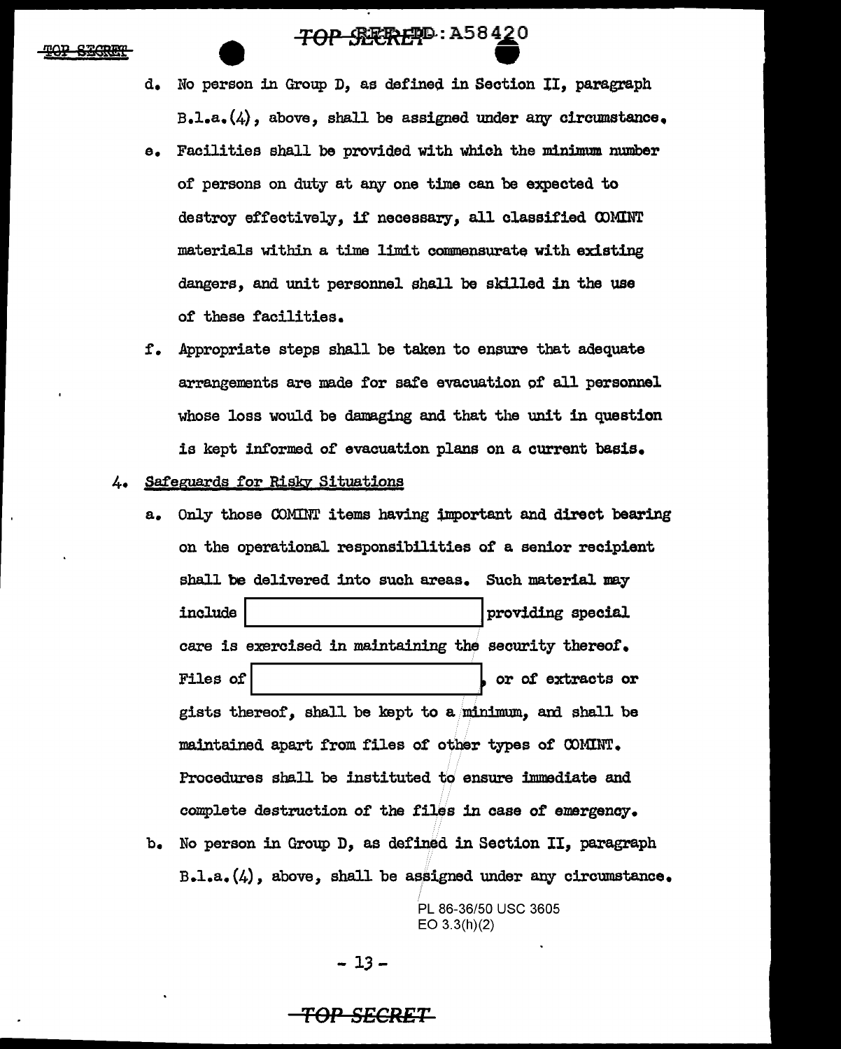d. No person in Group D, as defined in Section II, paragraph B.1.a.(4), above, shall be assigned under any circumstance.

e. Facilities shall be provided with which the minimum number of persons on duty at any one time can be expected to destroy effectively, if necessary, all classified COMINT materials within a time limit commensurate with existing dangers, and unit personnel shall be skilled in the use of these facilities.

f. Appropriate steps shall be taken to ensure that adequate arrangements are made for safe evacuation of all personnel whose loss would be damaging and that the unit in question is kept informed of evacuation plans on a current basis.

4. Safeguards for Risky Situations

a. Only those COMINT items having important and direct bearing on the operational responsibilities of a senior recipient shall be delivered into such areas. Such material may include [ ] providing special care is exercised in maintaining the security thereof. Files of [ ], or of extracts or gists thereof, shall be kept to a minimum, and shall be maintained apart from files of other types of COMINT. Procedures shall be instituted to ensure immediate and complete destruction of the files in case of emergency.

b. No person in Group D, as defined in Section II, paragraph B.1.a.(4), above, shall be assigned under any circumstance.

PL 86-36/50 USC 3605
EO 3.3(h)(2)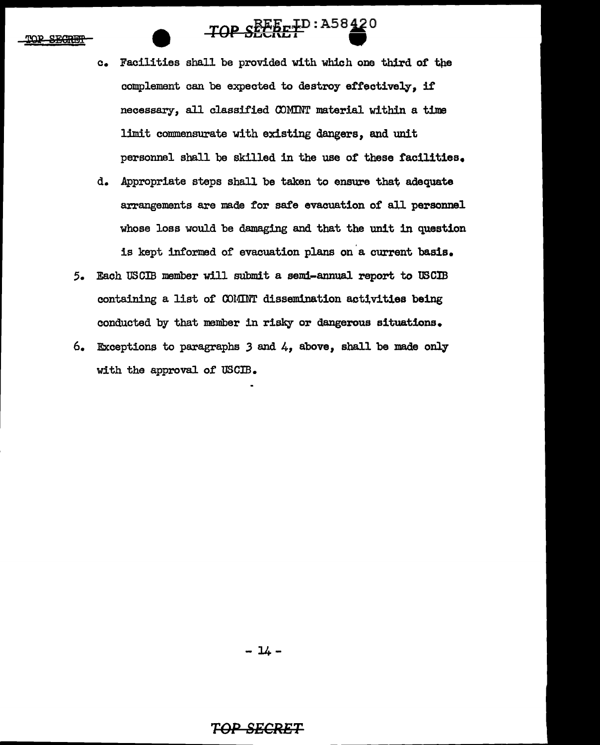c. Facilities shall be provided with which one third of the complement can be expected to destroy effectively, if necessary, all classified COMINT material within a time limit commensurate with existing dangers, and unit personnel shall be skilled in the use of these facilities.

d. Appropriate steps shall be taken to ensure that adequate arrangements are made for safe evacuation of all personnel whose loss would be damaging and that the unit in question is kept informed of evacuation plans on a current basis.

5. Each USCIB member will submit a semi-annual report to USCIB containing a list of COMINT dissemination activities being conducted by that member in risky or dangerous situations.

6. Exceptions to paragraphs 3 and 4, above, shall be made only with the approval of USCIB.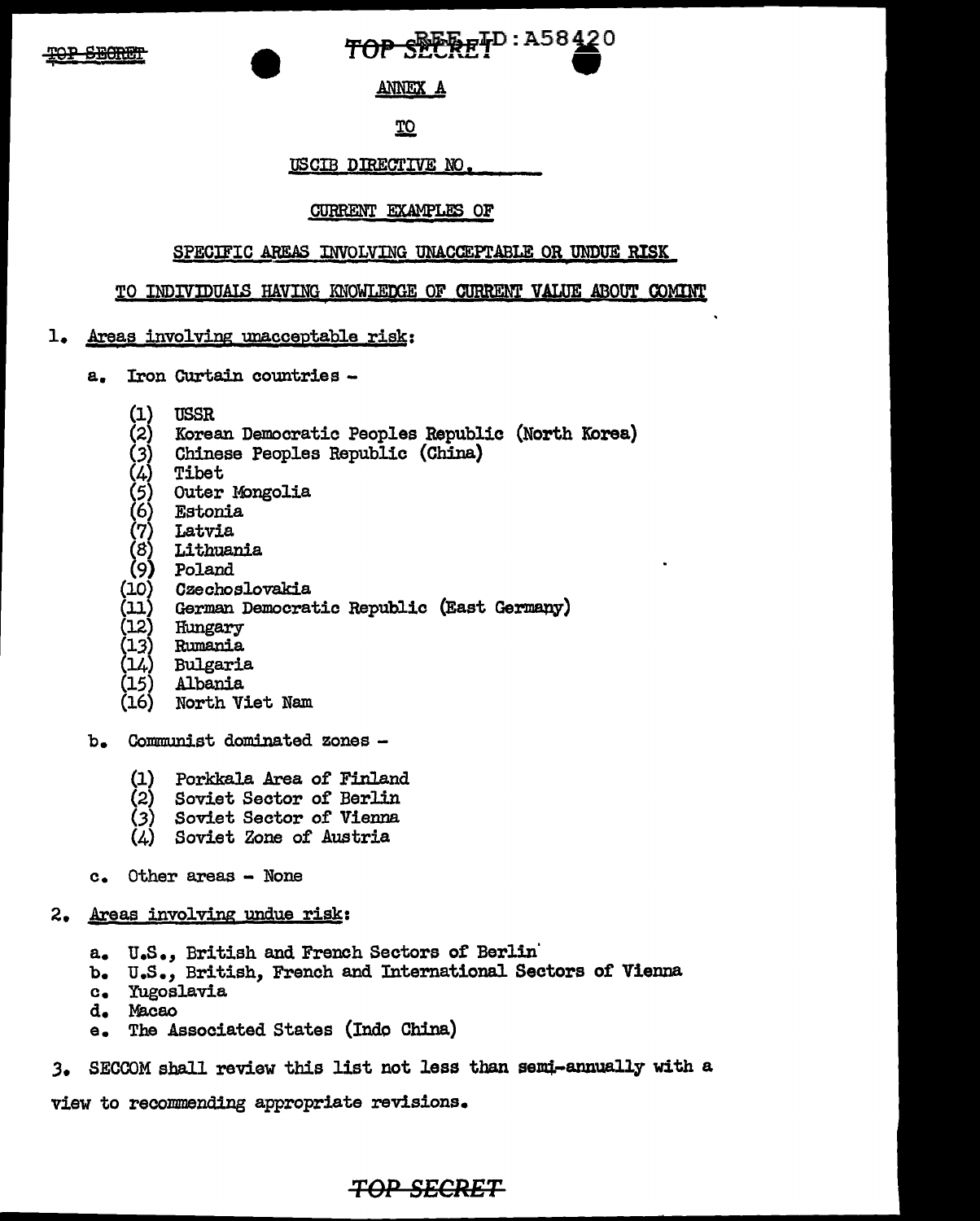ANNEX A

TO

USCIB DIRECTIVE NO. ______

CURRENT EXAMPLES OF

SPECIFIC AREAS INVOLVING UNACCEPTABLE OR UNDUE RISK

TO INDIVIDUALS HAVING KNOWLEDGE OF CURRENT VALUE ABOUT COMINT

1. Areas involving unacceptable risk:

   a. Iron Curtain countries -

      (1) USSR
      (2) Korean Democratic Peoples Republic (North Korea)
      (3) Chinese Peoples Republic (China)
      (4) Tibet
      (5) Outer Mongolia
      (6) Estonia
      (7) Latvia
      (8) Lithuania
      (9) Poland
      (10) Czechoslovakia
      (11) German Democratic Republic (East Germany)
      (12) Hungary
      (13) Rumania
      (14) Bulgaria
      (15) Albania
      (16) North Viet Nam

   b. Communist dominated zones -

      (1) Porkkala Area of Finland
      (2) Soviet Sector of Berlin
      (3) Soviet Sector of Vienna
      (4) Soviet Zone of Austria

   c. Other areas - None

2. Areas involving undue risk:

   a. U.S., British and French Sectors of Berlin
   b. U.S., British, French and International Sectors of Vienna
   c. Yugoslavia
   d. Macao
   e. The Associated States (Indo China)

3. SECCOM shall review this list not less than semi-annually with a view to recommending appropriate revisions.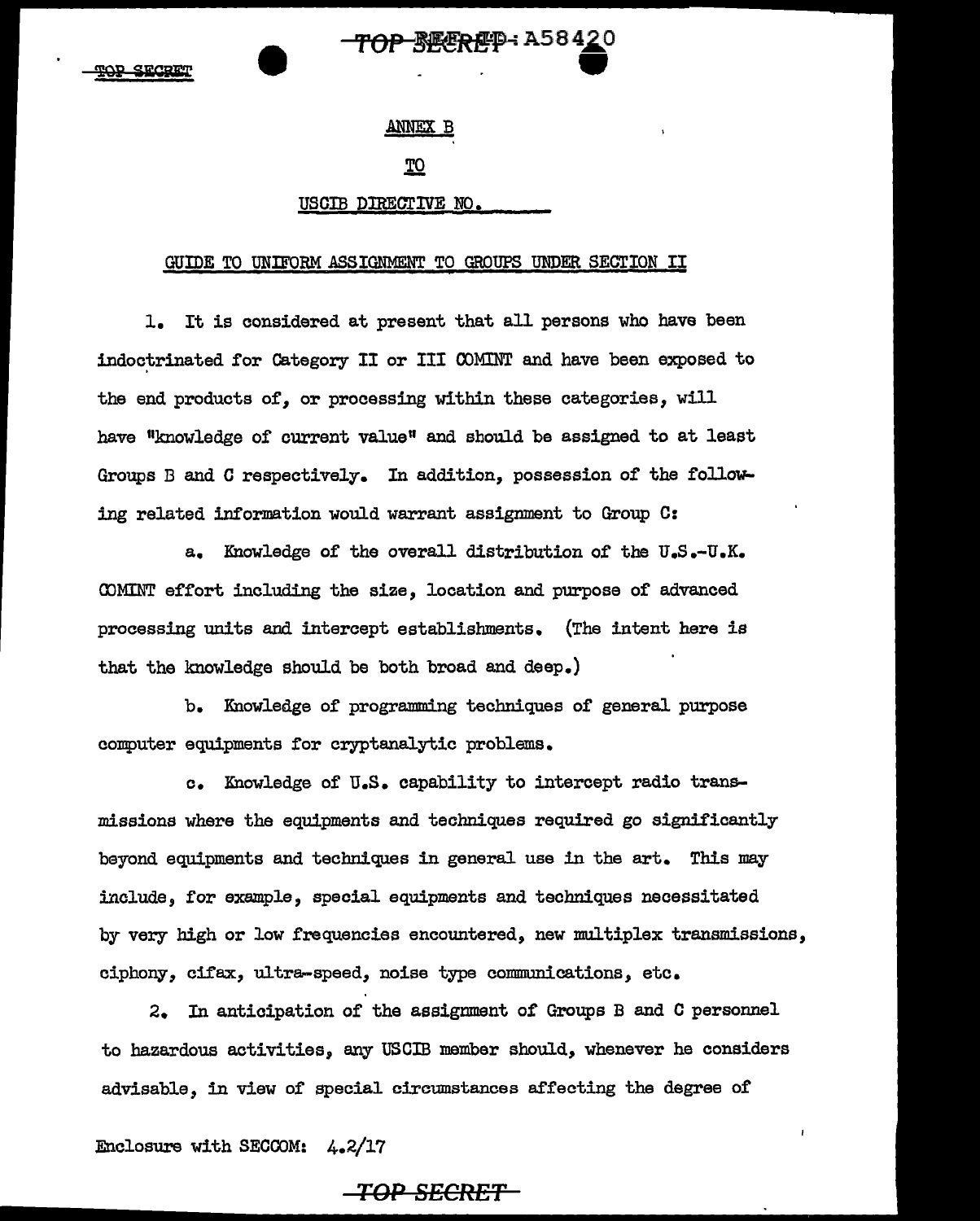TOP SECRET

TOP SECRET REF ID: A58420

ANNEX B

TO

USCIB DIRECTIVE NO. \_\_\_\_\_\_

GUIDE TO UNIFORM ASSIGNMENT TO GROUPS UNDER SECTION II

1. It is considered at present that all persons who have been indoctrinated for Category II or III COMINT and have been exposed to the end products of, or processing within these categories, will have "knowledge of current value" and should be assigned to at least Groups B and C respectively. In addition, possession of the following related information would warrant assignment to Group C:

   a. Knowledge of the overall distribution of the U.S.-U.K. COMINT effort including the size, location and purpose of advanced processing units and intercept establishments. (The intent here is that the knowledge should be both broad and deep.)

   b. Knowledge of programming techniques of general purpose computer equipments for cryptanalytic problems.

   c. Knowledge of U.S. capability to intercept radio transmissions where the equipments and techniques required go significantly beyond equipments and techniques in general use in the art. This may include, for example, special equipments and techniques necessitated by very high or low frequencies encountered, new multiplex transmissions, ciphony, cifax, ultra-speed, noise type communications, etc.

2. In anticipation of the assignment of Groups B and C personnel to hazardous activities, any USCIB member should, whenever he considers advisable, in view of special circumstances affecting the degree of

Enclosure with SECCOM: 4.2/17

TOP SECRET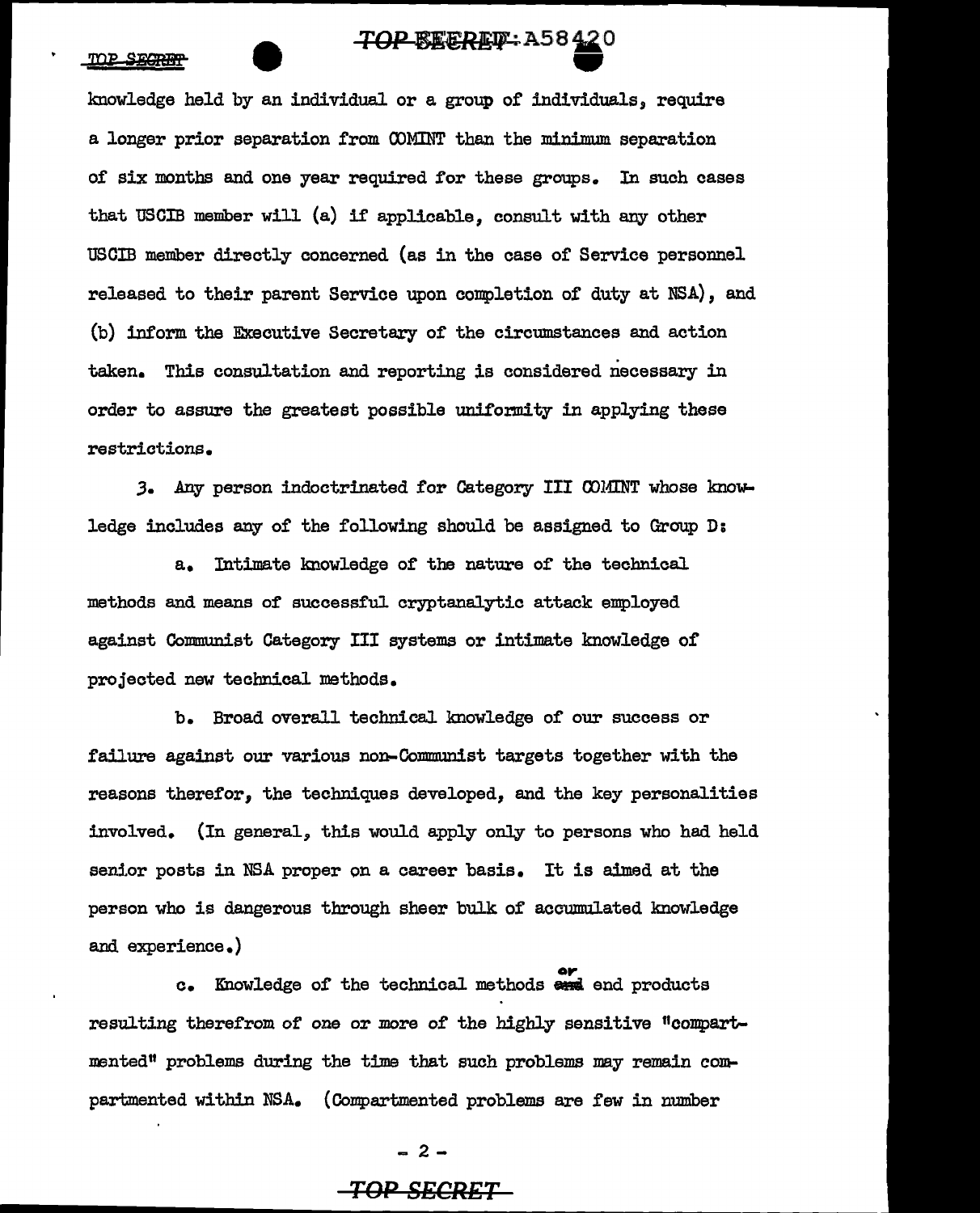knowledge held by an individual or a group of individuals, require a longer prior separation from COMINT than the minimum separation of six months and one year required for these groups. In such cases that USCIB member will (a) if applicable, consult with any other USCIB member directly concerned (as in the case of Service personnel released to their parent Service upon completion of duty at NSA), and (b) inform the Executive Secretary of the circumstances and action taken. This consultation and reporting is considered necessary in order to assure the greatest possible uniformity in applying these restrictions.

3. Any person indoctrinated for Category III COMINT whose knowledge includes any of the following should be assigned to Group D:

a. Intimate knowledge of the nature of the technical methods and means of successful cryptanalytic attack employed against Communist Category III systems or intimate knowledge of projected new technical methods.

b. Broad overall technical knowledge of our success or failure against our various non-Communist targets together with the reasons therefor, the techniques developed, and the key personalities involved. (In general, this would apply only to persons who had held senior posts in NSA proper on a career basis. It is aimed at the person who is dangerous through sheer bulk of accumulated knowledge and experience.)

c. Knowledge of the technical methods ~~and~~ or end products resulting therefrom of one or more of the highly sensitive "compartmented" problems during the time that such problems may remain compartmented within NSA. (Compartmented problems are few in number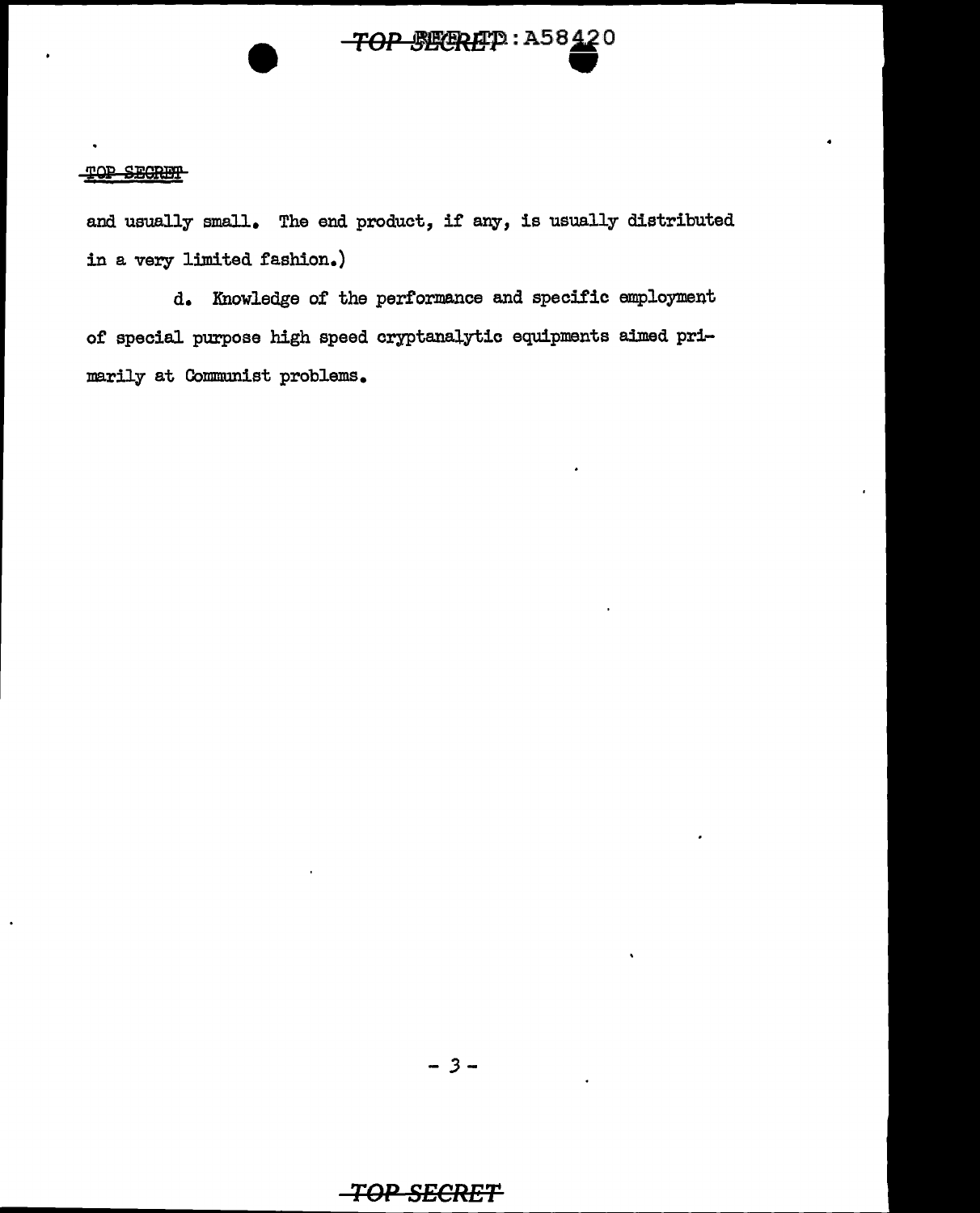and usually small. The end product, if any, is usually distributed in a very limited fashion.)

d. Knowledge of the performance and specific employment of special purpose high speed cryptanalytic equipments aimed primarily at Communist problems.